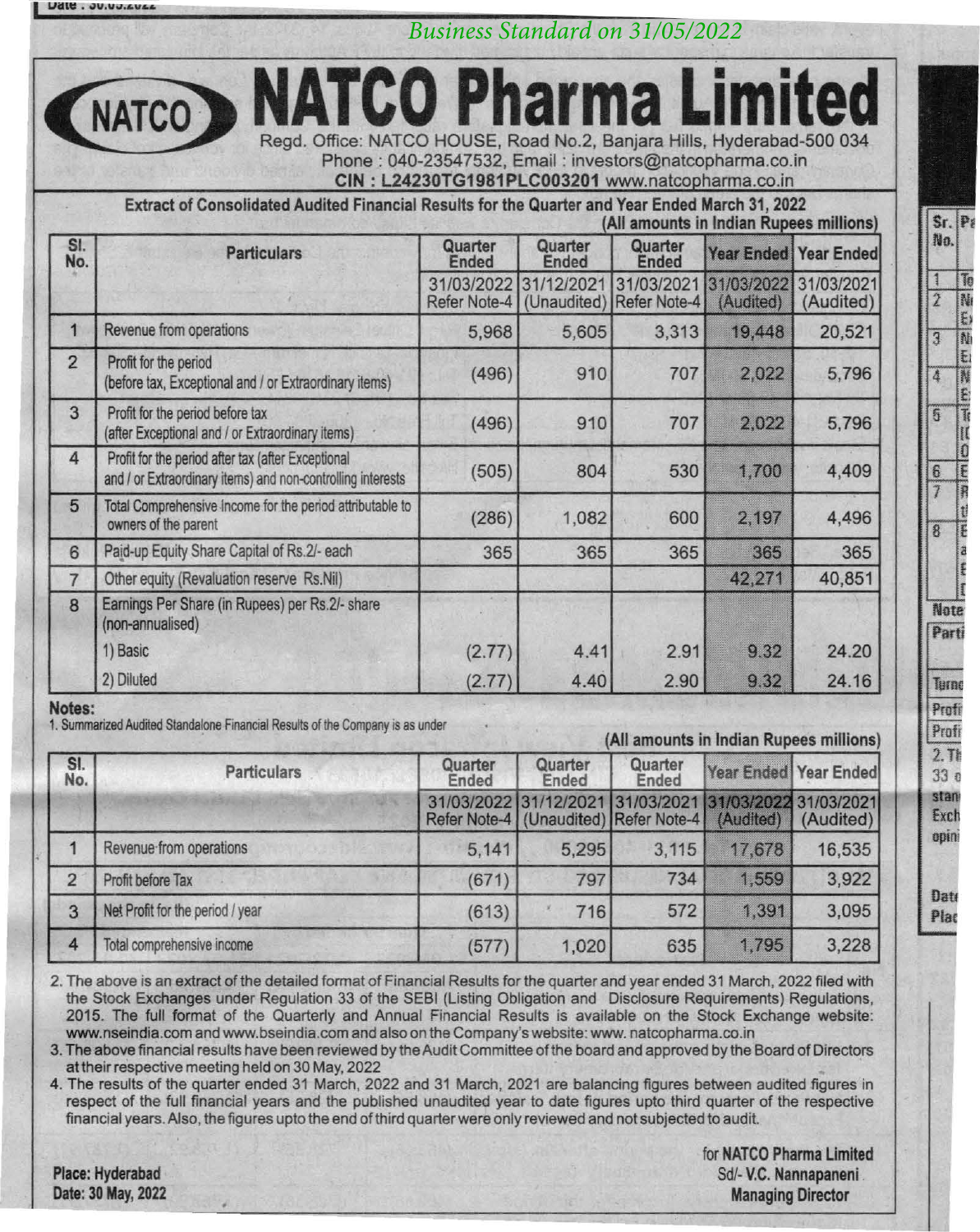*Business Standard on 31/05/2022*

# NATCO Pharma Limited

Regd. Office: NATCO HOUSE, Road No.2, Banjara Hills, Hyderabad-500 034
Phone : 040-23547532, Email : investors@natcopharma.co.in
**CIN : L24230TG1981PLC003201** www.natcopharma.co.in

**Extract of Consolidated Audited Financial Results for the Quarter and Year Ended March 31, 2022**

(All amounts in Indian Rupees millions)

| Sl. No. | Particulars | Quarter Ended | Quarter Ended | Quarter Ended | Year Ended | Year Ended |
|---|---|---|---|---|---|---|
| | | 31/03/2022 Refer Note-4 | 31/12/2021 (Unaudited) | 31/03/2021 Refer Note-4 | 31/03/2022 (Audited) | 31/03/2021 (Audited) |
| 1 | Revenue from operations | 5,968 | 5,605 | 3,313 | 19,448 | 20,521 |
| 2 | Profit for the period (before tax, Exceptional and / or Extraordinary items) | (496) | 910 | 707 | 2,022 | 5,796 |
| 3 | Profit for the period before tax (after Exceptional and / or Extraordinary items) | (496) | 910 | 707 | 2,022 | 5,796 |
| 4 | Profit for the period after tax (after Exceptional and / or Extraordinary items) and non-controlling interests | (505) | 804 | 530 | 1,700 | 4,409 |
| 5 | Total Comprehensive Income for the period attributable to owners of the parent | (286) | 1,082 | 600 | 2,197 | 4,496 |
| 6 | Paid-up Equity Share Capital of Rs.2/- each | 365 | 365 | 365 | 365 | 365 |
| 7 | Other equity (Revaluation reserve Rs.Nil) | | | | 42,271 | 40,851 |
| 8 | Earnings Per Share (in Rupees) per Rs.2/- share (non-annualised) | | | | | |
| | 1) Basic | (2.77) | 4.41 | 2.91 | 9.32 | 24.20 |
| | 2) Diluted | (2.77) | 4.40 | 2.90 | 9.32 | 24.16 |

**Notes:**

1. Summarized Audited Standalone Financial Results of the Company is as under

(All amounts in Indian Rupees millions)

| Sl. No. | Particulars | Quarter Ended | Quarter Ended | Quarter Ended | Year Ended | Year Ended |
|---|---|---|---|---|---|---|
| | | 31/03/2022 Refer Note-4 | 31/12/2021 (Unaudited) | 31/03/2021 Refer Note-4 | 31/03/2022 (Audited) | 31/03/2021 (Audited) |
| 1 | Revenue from operations | 5,141 | 5,295 | 3,115 | 17,678 | 16,535 |
| 2 | Profit before Tax | (671) | 797 | 734 | 1,559 | 3,922 |
| 3 | Net Profit for the period / year | (613) | 716 | 572 | 1,391 | 3,095 |
| 4 | Total comprehensive income | (577) | 1,020 | 635 | 1,795 | 3,228 |

2. The above is an extract of the detailed format of Financial Results for the quarter and year ended 31 March, 2022 filed with the Stock Exchanges under Regulation 33 of the SEBI (Listing Obligation and Disclosure Requirements) Regulations, 2015. The full format of the Quarterly and Annual Financial Results is available on the Stock Exchange website: www.nseindia.com and www.bseindia.com and also on the Company's website: www. natcopharma.co.in
3. The above financial results have been reviewed by the Audit Committee of the board and approved by the Board of Directors at their respective meeting held on 30 May, 2022
4. The results of the quarter ended 31 March, 2022 and 31 March, 2021 are balancing figures between audited figures in respect of the full financial years and the published unaudited year to date figures upto third quarter of the respective financial years. Also, the figures upto the end of third quarter were only reviewed and not subjected to audit.

Place: Hyderabad
Date: 30 May, 2022

for NATCO Pharma Limited
Sd/- V.C. Nannapaneni
Managing Director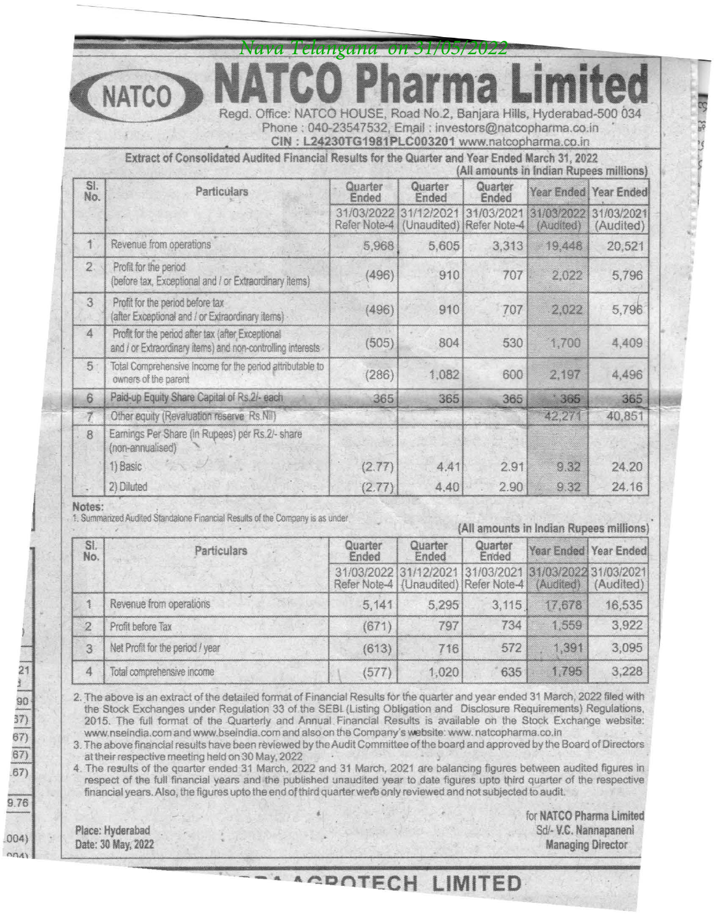*Nava Telangana on 31/05/2022*

# NATCO Pharma Limited

Regd. Office: NATCO HOUSE, Road No.2, Banjara Hills, Hyderabad-500 034
Phone : 040-23547532, Email : investors@natcopharma.co.in
CIN : L24230TG1981PLC003201 www.natcopharma.co.in

**Extract of Consolidated Audited Financial Results for the Quarter and Year Ended March 31, 2022**

(All amounts in Indian Rupees millions)

| Sl. No. | Particulars | Quarter Ended 31/03/2022 Refer Note-4 | Quarter Ended 31/12/2021 (Unaudited) | Quarter Ended 31/03/2021 Refer Note-4 | Year Ended 31/03/2022 (Audited) | Year Ended 31/03/2021 (Audited) |
|---|---|---|---|---|---|---|
| 1 | Revenue from operations | 5,968 | 5,605 | 3,313 | 19,448 | 20,521 |
| 2 | Profit for the period (before tax, Exceptional and / or Extraordinary items) | (496) | 910 | 707 | 2,022 | 5,796 |
| 3 | Profit for the period before tax (after Exceptional and / or Extraordinary items) | (496) | 910 | 707 | 2,022 | 5,796 |
| 4 | Profit for the period after tax (after Exceptional and / or Extraordinary items) and non-controlling interests | (505) | 804 | 530 | 1,700 | 4,409 |
| 5 | Total Comprehensive Income for the period attributable to owners of the parent | (286) | 1,082 | 600 | 2,197 | 4,496 |
| 6 | Paid-up Equity Share Capital of Rs.2/- each | 365 | 365 | 365 | 365 | 365 |
| 7 | Other equity (Revaluation reserve Rs.Nil) | | | | 42,271 | 40,851 |
| 8 | Earnings Per Share (in Rupees) per Rs.2/- share (non-annualised) | | | | | |
| | 1) Basic | (2.77) | 4.41 | 2.91 | 9.32 | 24.20 |
| | 2) Diluted | (2.77) | 4.40 | 2.90 | 9.32 | 24.16 |

**Notes:**

1. Summarized Audited Standalone Financial Results of the Company is as under

(All amounts in Indian Rupees millions)

| Sl. No. | Particulars | Quarter Ended 31/03/2022 Refer Note-4 | Quarter Ended 31/12/2021 (Unaudited) | Quarter Ended 31/03/2021 Refer Note-4 | Year Ended 31/03/2022 (Audited) | Year Ended 31/03/2021 (Audited) |
|---|---|---|---|---|---|---|
| 1 | Revenue from operations | 5,141 | 5,295 | 3,115 | 17,678 | 16,535 |
| 2 | Profit before Tax | (671) | 797 | 734 | 1,559 | 3,922 |
| 3 | Net Profit for the period / year | (613) | 716 | 572 | 1,391 | 3,095 |
| 4 | Total comprehensive income | (577) | 1,020 | 635 | 1,795 | 3,228 |

2. The above is an extract of the detailed format of Financial Results for the quarter and year ended 31 March, 2022 filed with the Stock Exchanges under Regulation 33 of the SEBI (Listing Obligation and Disclosure Requirements) Regulations, 2015. The full format of the Quarterly and Annual Financial Results is available on the Stock Exchange website: www.nseindia.com and www.bseindia.com and also on the Company's website: www.natcopharma.co.in
3. The above financial results have been reviewed by the Audit Committee of the board and approved by the Board of Directors at their respective meeting held on 30 May, 2022
4. The results of the quarter ended 31 March, 2022 and 31 March, 2021 are balancing figures between audited figures in respect of the full financial years and the published unaudited year to date figures upto third quarter of the respective financial years. Also, the figures upto the end of third quarter were only reviewed and not subjected to audit.

Place: Hyderabad
Date: 30 May, 2022

for NATCO Pharma Limited
Sd/- V.C. Nannapaneni
Managing Director